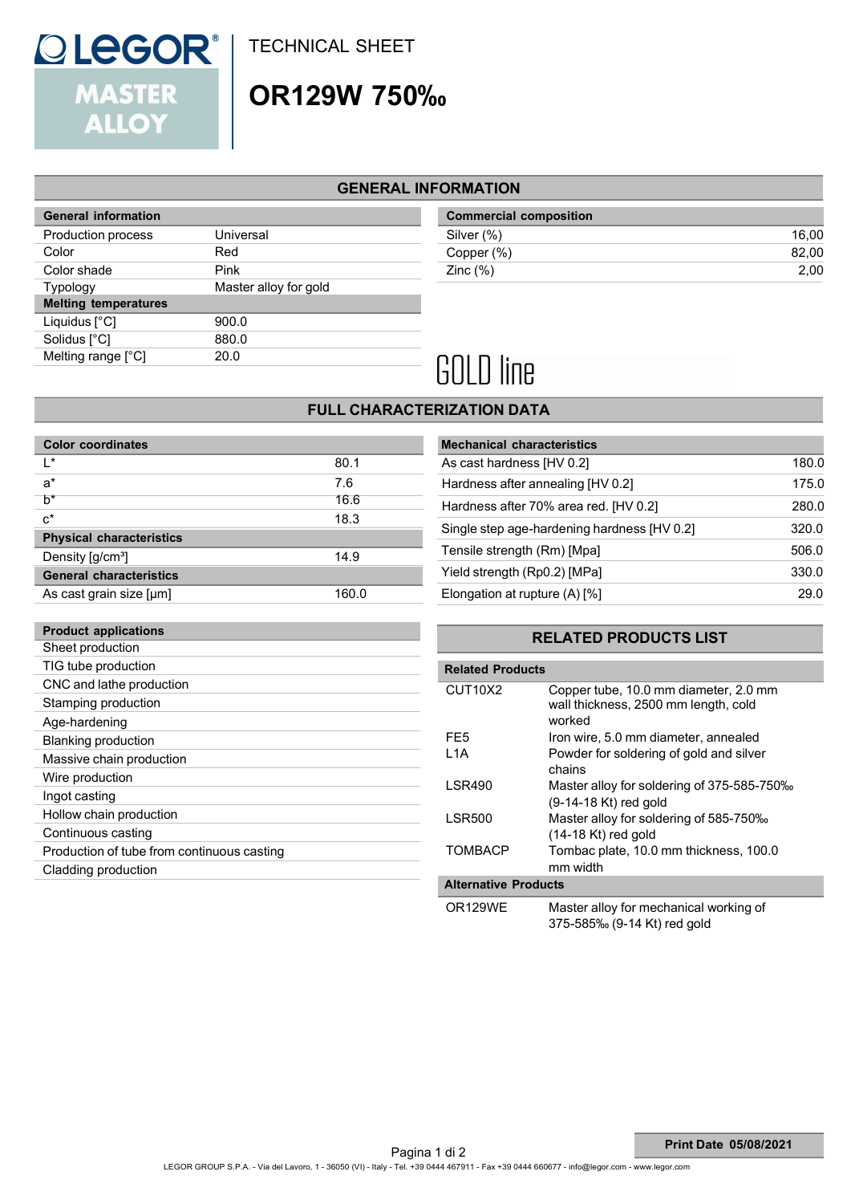# TECHNICAL SHEET

# OR129W 750‰

## GENERAL INFORMATION

| General information | |
|---|---|
| Production process | Universal |
| Color | Red |
| Color shade | Pink |
| Typology | Master alloy for gold |
| **Melting temperatures** | |
| Liquidus [°C] | 900.0 |
| Solidus [°C] | 880.0 |
| Melting range [°C] | 20.0 |

| Commercial composition | |
|---|---|
| Silver (%) | 16,00 |
| Copper (%) | 82,00 |
| Zinc (%) | 2,00 |

GOLD line

## FULL CHARACTERIZATION DATA

| Color coordinates | |
|---|---|
| L* | 80.1 |
| a* | 7.6 |
| b* | 16.6 |
| c* | 18.3 |
| **Physical characteristics** | |
| Density [g/cm³] | 14.9 |
| **General characteristics** | |
| As cast grain size [μm] | 160.0 |

| Mechanical characteristics | |
|---|---|
| As cast hardness [HV 0.2] | 180.0 |
| Hardness after annealing [HV 0.2] | 175.0 |
| Hardness after 70% area red. [HV 0.2] | 280.0 |
| Single step age-hardening hardness [HV 0.2] | 320.0 |
| Tensile strength (Rm) [Mpa] | 506.0 |
| Yield strength (Rp0.2) [MPa] | 330.0 |
| Elongation at rupture (A) [%] | 29.0 |

| Product applications |
|---|
| Sheet production |
| TIG tube production |
| CNC and lathe production |
| Stamping production |
| Age-hardening |
| Blanking production |
| Massive chain production |
| Wire production |
| Ingot casting |
| Hollow chain production |
| Continuous casting |
| Production of tube from continuous casting |
| Cladding production |

## RELATED PRODUCTS LIST

| Related Products | |
|---|---|
| CUT10X2 | Copper tube, 10.0 mm diameter, 2.0 mm wall thickness, 2500 mm length, cold worked |
| FE5 | Iron wire, 5.0 mm diameter, annealed |
| L1A | Powder for soldering of gold and silver chains |
| LSR490 | Master alloy for soldering of 375-585-750‰ (9-14-18 Kt) red gold |
| LSR500 | Master alloy for soldering of 585-750‰ (14-18 Kt) red gold |
| TOMBACP | Tombac plate, 10.0 mm thickness, 100.0 mm width |
| **Alternative Products** | |
| OR129WE | Master alloy for mechanical working of 375-585‰ (9-14 Kt) red gold |

Print Date 05/08/2021

LEGOR GROUP S.P.A. - Via del Lavoro, 1 - 36050 (VI) - Italy - Tel. +39 0444 467911 - Fax +39 0444 660677 - info@legor.com - www.legor.com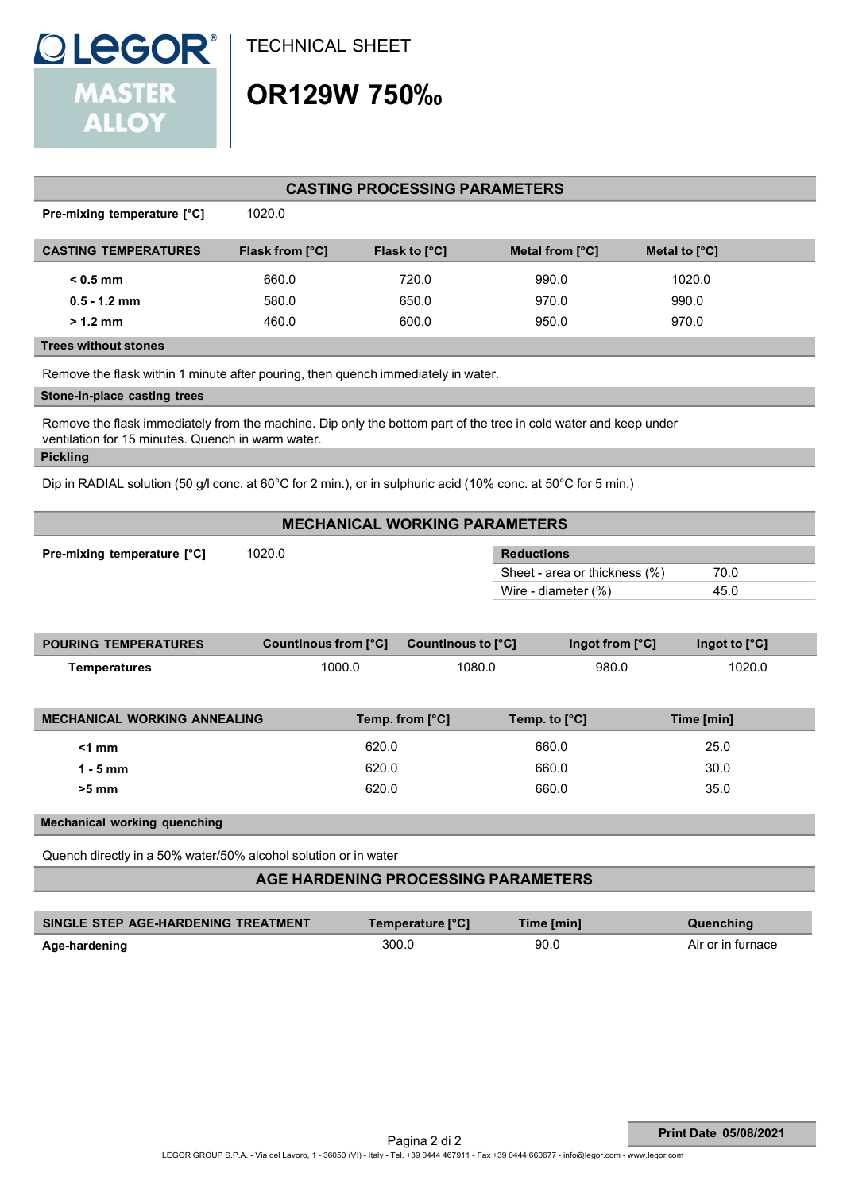TECHNICAL SHEET

# OR129W 750‰

## CASTING PROCESSING PARAMETERS

| | |
|---|---|
| **Pre-mixing temperature [°C]** | 1020.0 |

| CASTING TEMPERATURES | Flask from [°C] | Flask to [°C] | Metal from [°C] | Metal to [°C] |
|---|---|---|---|---|
| **< 0.5 mm** | 660.0 | 720.0 | 990.0 | 1020.0 |
| **0.5 - 1.2 mm** | 580.0 | 650.0 | 970.0 | 990.0 |
| **> 1.2 mm** | 460.0 | 600.0 | 950.0 | 970.0 |

### Trees without stones

Remove the flask within 1 minute after pouring, then quench immediately in water.

### Stone-in-place casting trees

Remove the flask immediately from the machine. Dip only the bottom part of the tree in cold water and keep under ventilation for 15 minutes. Quench in warm water.

### Pickling

Dip in RADIAL solution (50 g/l conc. at 60°C for 2 min.), or in sulphuric acid (10% conc. at 50°C for 5 min.)

## MECHANICAL WORKING PARAMETERS

| | |
|---|---|
| **Pre-mixing temperature [°C]** | 1020.0 |

| Reductions | |
|---|---|
| Sheet - area or thickness (%) | 70.0 |
| Wire - diameter (%) | 45.0 |

| POURING TEMPERATURES | Countinous from [°C] | Countinous to [°C] | Ingot from [°C] | Ingot to [°C] |
|---|---|---|---|---|
| **Temperatures** | 1000.0 | 1080.0 | 980.0 | 1020.0 |

| MECHANICAL WORKING ANNEALING | Temp. from [°C] | Temp. to [°C] | Time [min] |
|---|---|---|---|
| **<1 mm** | 620.0 | 660.0 | 25.0 |
| **1 - 5 mm** | 620.0 | 660.0 | 30.0 |
| **>5 mm** | 620.0 | 660.0 | 35.0 |

### Mechanical working quenching

Quench directly in a 50% water/50% alcohol solution or in water

## AGE HARDENING PROCESSING PARAMETERS

| SINGLE STEP AGE-HARDENING TREATMENT | Temperature [°C] | Time [min] | Quenching |
|---|---|---|---|
| **Age-hardening** | 300.0 | 90.0 | Air or in furnace |

**Print Date 05/08/2021**

LEGOR GROUP S.P.A. - Via del Lavoro, 1 - 36050 (VI) - Italy - Tel. +39 0444 467911 - Fax +39 0444 660677 - info@legor.com - www.legor.com